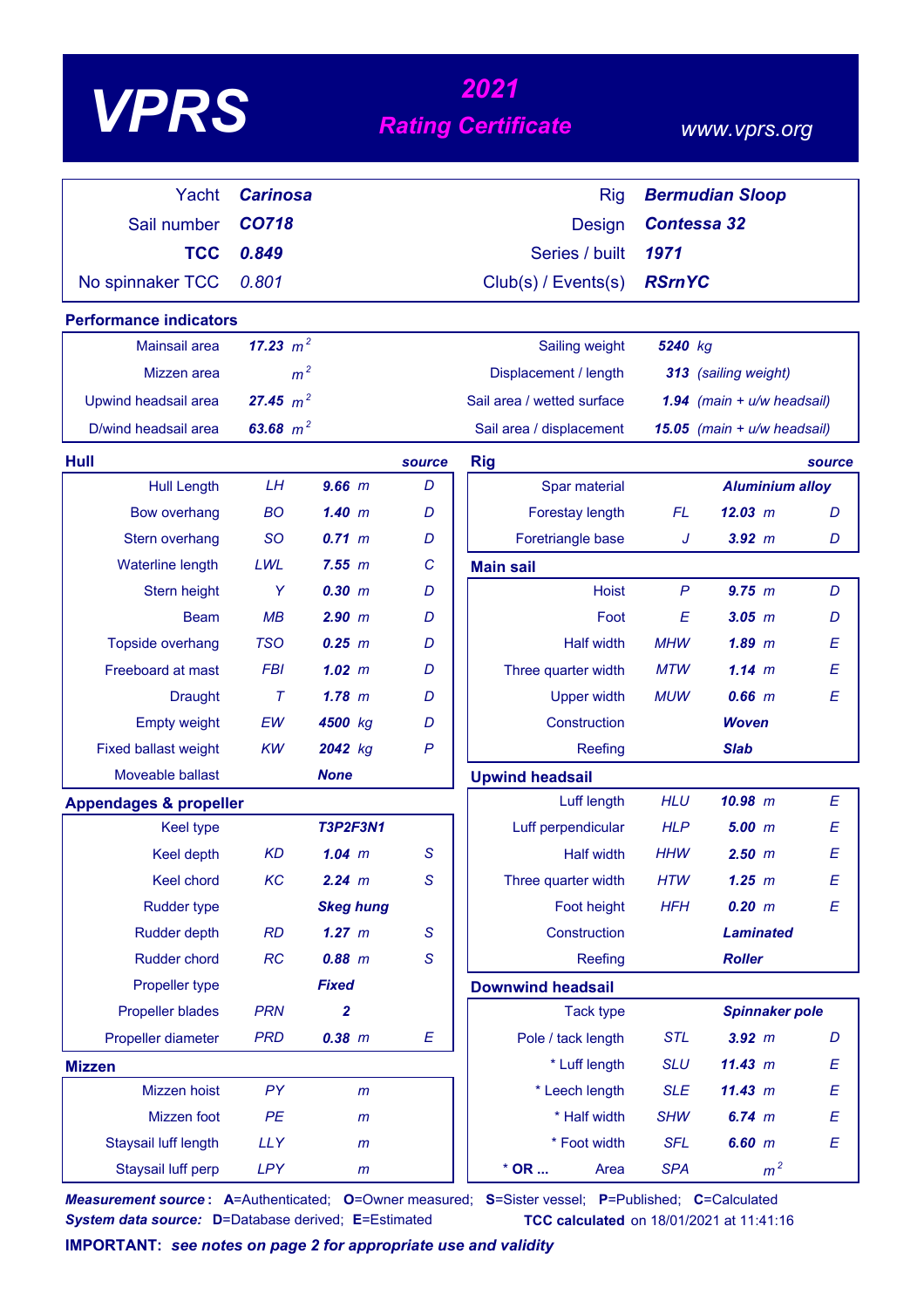# VPRS

## 2021 Rating Certificate

www.vprs.org

| | | | |
|---|---|---|---|
| Yacht | **Carinosa** | Rig | **Bermudian Sloop** |
| Sail number | **CO718** | Design | **Contessa 32** |
| **TCC** | **0.849** | Series / built | **1971** |
| No spinnaker TCC | 0.801 | Club(s) / Events(s) | **RSrnYC** |

### Performance indicators

| | | | |
|---|---|---|---|
| Mainsail area | **17.23** $m^2$ | Sailing weight | **5240** kg |
| Mizzen area | $m^2$ | Displacement / length | **313** (sailing weight) |
| Upwind headsail area | **27.45** $m^2$ | Sail area / wetted surface | **1.94** (main + u/w headsail) |
| D/wind headsail area | **63.68** $m^2$ | Sail area / displacement | **15.05** (main + u/w headsail) |

### Hull

| | | | source |
|---|---|---|---|
| Hull Length | LH | **9.66** m | D |
| Bow overhang | BO | **1.40** m | D |
| Stern overhang | SO | **0.71** m | D |
| Waterline length | LWL | **7.55** m | C |
| Stern height | Y | **0.30** m | D |
| Beam | MB | **2.90** m | D |
| Topside overhang | TSO | **0.25** m | D |
| Freeboard at mast | FBI | **1.02** m | D |
| Draught | T | **1.78** m | D |
| Empty weight | EW | **4500** kg | D |
| Fixed ballast weight | KW | **2042** kg | P |
| Moveable ballast | | **None** | |

### Appendages & propeller

| | | | |
|---|---|---|---|
| Keel type | | **T3P2F3N1** | |
| Keel depth | KD | **1.04** m | S |
| Keel chord | KC | **2.24** m | S |
| Rudder type | | **Skeg hung** | |
| Rudder depth | RD | **1.27** m | S |
| Rudder chord | RC | **0.88** m | S |
| Propeller type | | **Fixed** | |
| Propeller blades | PRN | **2** | |
| Propeller diameter | PRD | **0.38** m | E |

### Mizzen

| | | | |
|---|---|---|---|
| Mizzen hoist | PY | m | |
| Mizzen foot | PE | m | |
| Staysail luff length | LLY | m | |
| Staysail luff perp | LPY | m | |

### Rig

| | | | source |
|---|---|---|---|
| Spar material | | **Aluminium alloy** | |
| Forestay length | FL | **12.03** m | D |
| Foretriangle base | J | **3.92** m | D |

### Main sail

| | | | |
|---|---|---|---|
| Hoist | P | **9.75** m | D |
| Foot | E | **3.05** m | D |
| Half width | MHW | **1.89** m | E |
| Three quarter width | MTW | **1.14** m | E |
| Upper width | MUW | **0.66** m | E |
| Construction | | **Woven** | |
| Reefing | | **Slab** | |

### Upwind headsail

| | | | |
|---|---|---|---|
| Luff length | HLU | **10.98** m | E |
| Luff perpendicular | HLP | **5.00** m | E |
| Half width | HHW | **2.50** m | E |
| Three quarter width | HTW | **1.25** m | E |
| Foot height | HFH | **0.20** m | E |
| Construction | | **Laminated** | |
| Reefing | | **Roller** | |

### Downwind headsail

| | | | |
|---|---|---|---|
| Tack type | | **Spinnaker pole** | |
| Pole / tack length | STL | **3.92** m | D |
| * Luff length | SLU | **11.43** m | E |
| * Leech length | SLE | **11.43** m | E |
| * Half width | SHW | **6.74** m | E |
| * Foot width | SFL | **6.60** m | E |
| * OR ... Area | SPA | $m^2$ | |

***Measurement source*:** **A**=Authenticated; **O**=Owner measured; **S**=Sister vessel; **P**=Published; **C**=Calculated
***System data source:*** **D**=Database derived; **E**=Estimated

**TCC calculated** on 18/01/2021 at 11:41:16

**IMPORTANT:** ***see notes on page 2 for appropriate use and validity***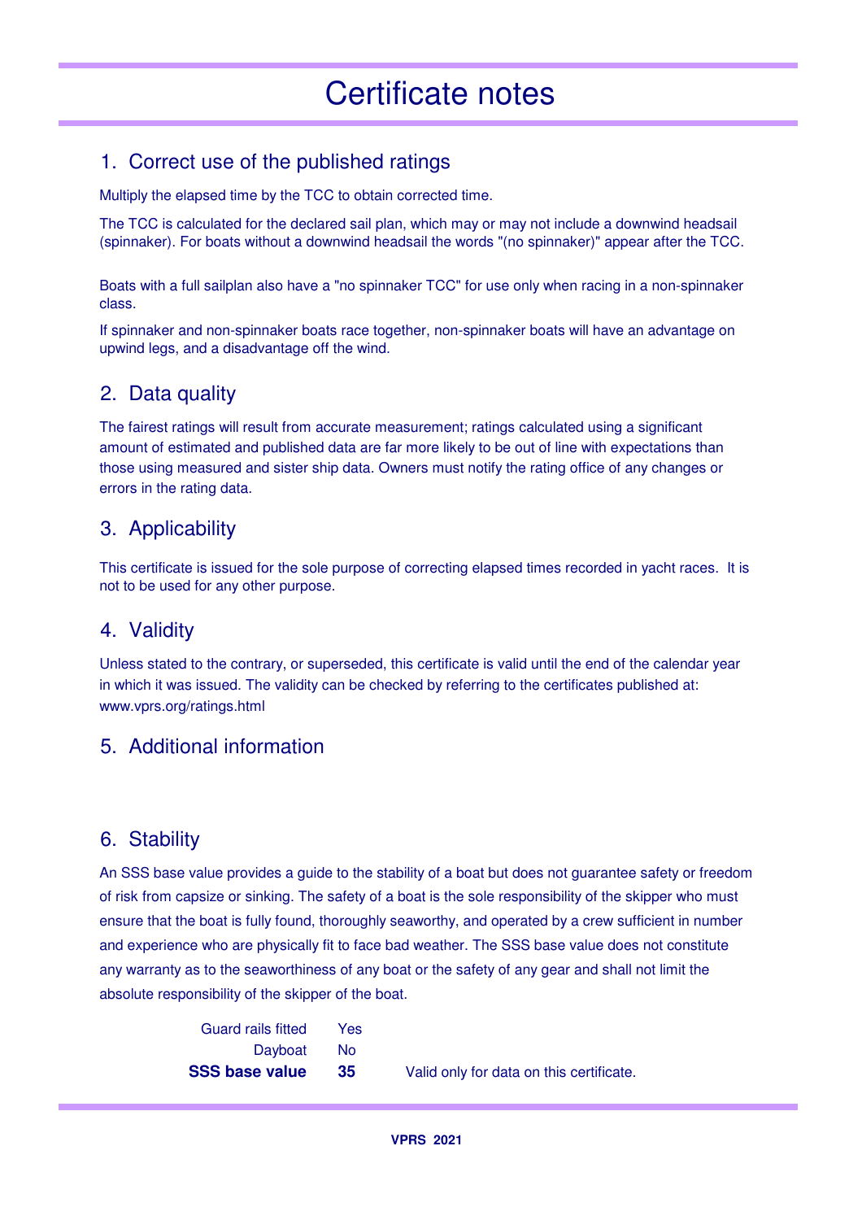# Certificate notes

## 1. Correct use of the published ratings

Multiply the elapsed time by the TCC to obtain corrected time.

The TCC is calculated for the declared sail plan, which may or may not include a downwind headsail (spinnaker). For boats without a downwind headsail the words "(no spinnaker)" appear after the TCC.

Boats with a full sailplan also have a "no spinnaker TCC" for use only when racing in a non-spinnaker class.

If spinnaker and non-spinnaker boats race together, non-spinnaker boats will have an advantage on upwind legs, and a disadvantage off the wind.

## 2. Data quality

The fairest ratings will result from accurate measurement; ratings calculated using a significant amount of estimated and published data are far more likely to be out of line with expectations than those using measured and sister ship data. Owners must notify the rating office of any changes or errors in the rating data.

## 3. Applicability

This certificate is issued for the sole purpose of correcting elapsed times recorded in yacht races. It is not to be used for any other purpose.

## 4. Validity

Unless stated to the contrary, or superseded, this certificate is valid until the end of the calendar year in which it was issued. The validity can be checked by referring to the certificates published at: www.vprs.org/ratings.html

## 5. Additional information

## 6. Stability

An SSS base value provides a guide to the stability of a boat but does not guarantee safety or freedom of risk from capsize or sinking. The safety of a boat is the sole responsibility of the skipper who must ensure that the boat is fully found, thoroughly seaworthy, and operated by a crew sufficient in number and experience who are physically fit to face bad weather. The SSS base value does not constitute any warranty as to the seaworthiness of any boat or the safety of any gear and shall not limit the absolute responsibility of the skipper of the boat.

| | | |
|---|---|---|
| Guard rails fitted | Yes | |
| Dayboat | No | |
| **SSS base value** | **35** | Valid only for data on this certificate. |

VPRS 2021